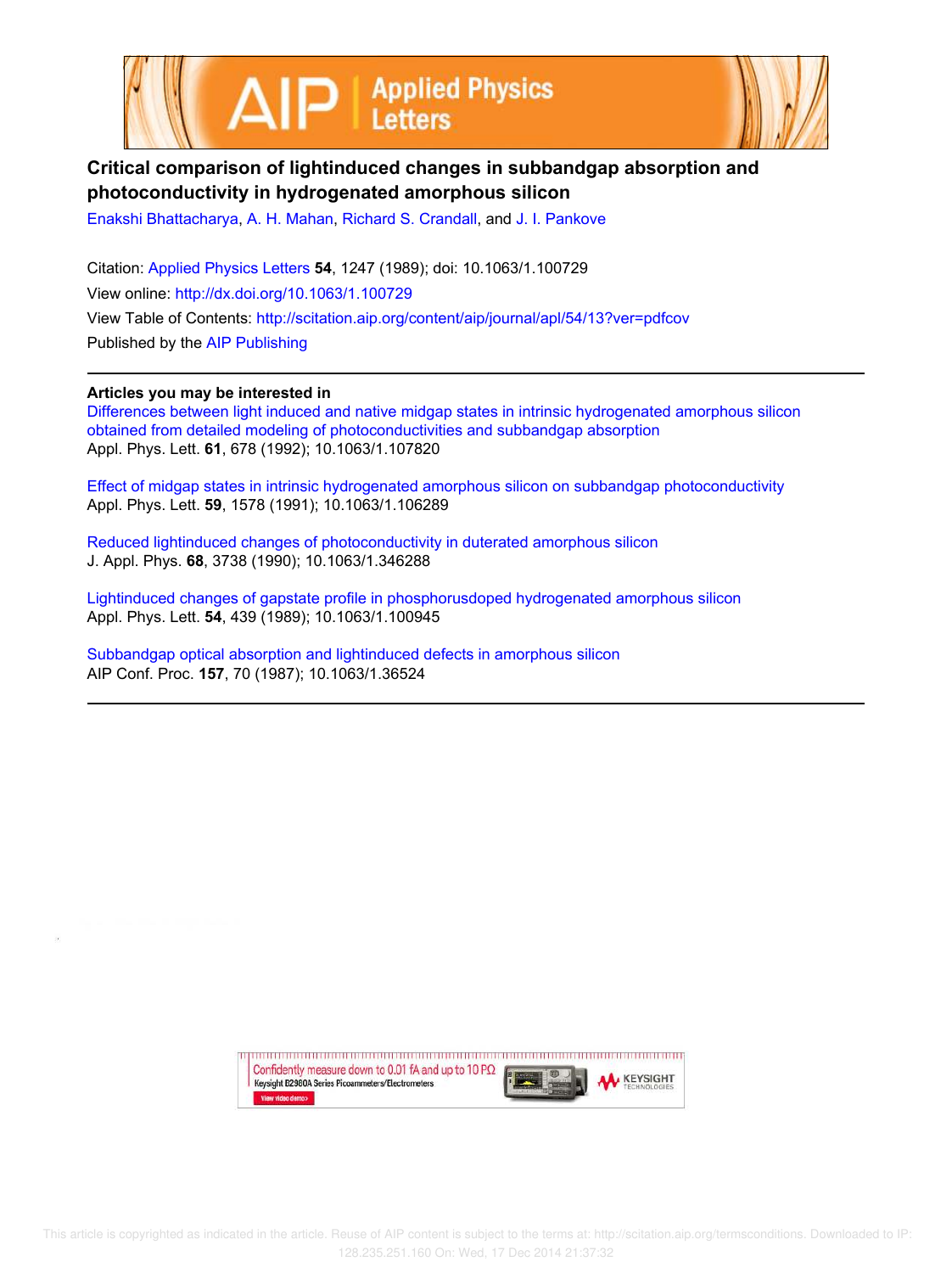# Critical comparison of lightinduced changes in subbandgap absorption and photoconductivity in hydrogenated amorphous silicon

Enakshi Bhattacharya, A. H. Mahan, Richard S. Crandall, and J. I. Pankove

Citation: Applied Physics Letters **54**, 1247 (1989); doi: 10.1063/1.100729

View online: http://dx.doi.org/10.1063/1.100729

View Table of Contents: http://scitation.aip.org/content/aip/journal/apl/54/13?ver=pdfcov

Published by the AIP Publishing

## Articles you may be interested in

Differences between light induced and native midgap states in intrinsic hydrogenated amorphous silicon obtained from detailed modeling of photoconductivities and subbandgap absorption
Appl. Phys. Lett. **61**, 678 (1992); 10.1063/1.107820

Effect of midgap states in intrinsic hydrogenated amorphous silicon on subbandgap photoconductivity
Appl. Phys. Lett. **59**, 1578 (1991); 10.1063/1.106289

Reduced lightinduced changes of photoconductivity in duterated amorphous silicon
J. Appl. Phys. **68**, 3738 (1990); 10.1063/1.346288

Lightinduced changes of gapstate profile in phosphorusdoped hydrogenated amorphous silicon
Appl. Phys. Lett. **54**, 439 (1989); 10.1063/1.100945

Subbandgap optical absorption and lightinduced defects in amorphous silicon
AIP Conf. Proc. **157**, 70 (1987); 10.1063/1.36524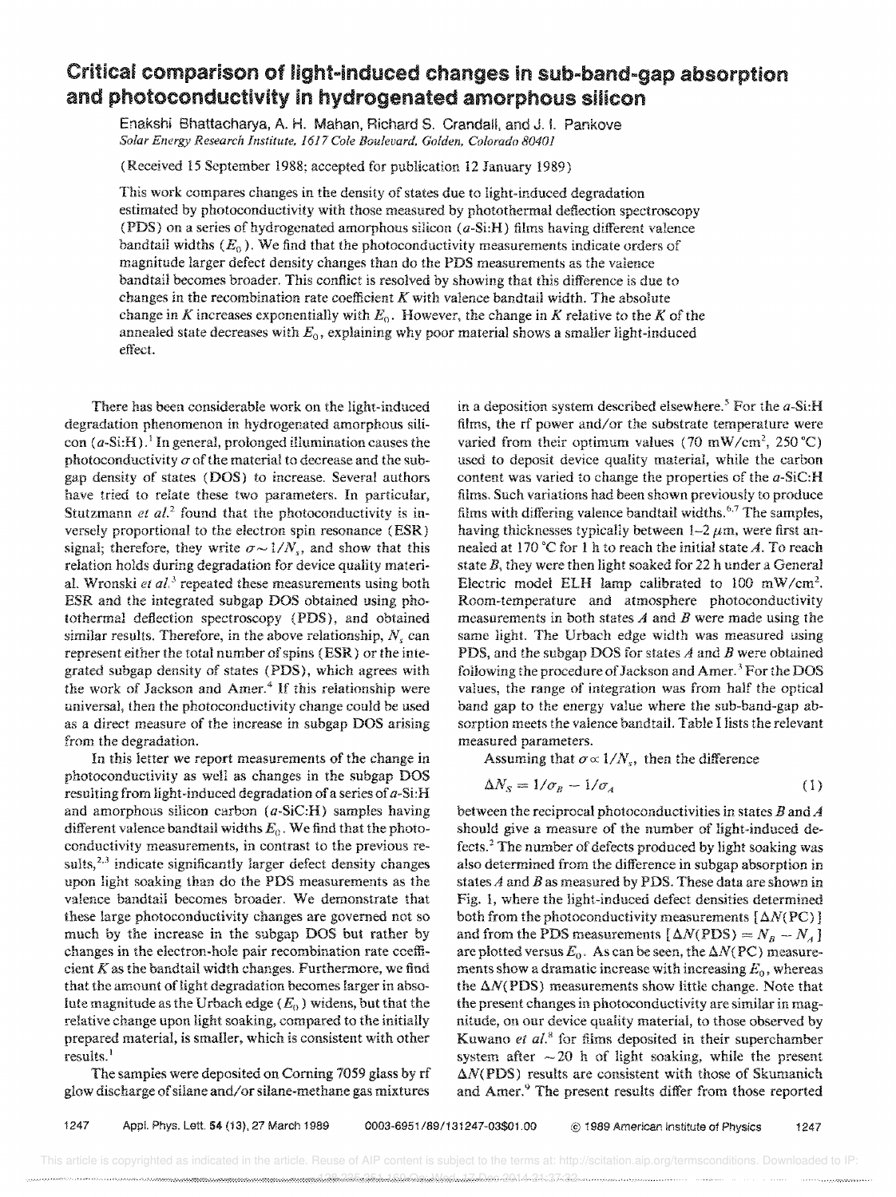# Critical comparison of light-induced changes in sub-band-gap absorption and photoconductivity in hydrogenated amorphous silicon

Enakshi Bhattacharya, A. H. Mahan, Richard S. Crandall, and J. I. Pankove
*Solar Energy Research Institute, 1617 Cole Boulevard, Golden, Colorado 80401*

(Received 15 September 1988; accepted for publication 12 January 1989)

This work compares changes in the density of states due to light-induced degradation estimated by photoconductivity with those measured by photothermal deflection spectroscopy (PDS) on a series of hydrogenated amorphous silicon (*a*-Si:H) films having different valence bandtail widths ($E_0$). We find that the photoconductivity measurements indicate orders of magnitude larger defect density changes than do the PDS measurements as the valence bandtail becomes broader. This conflict is resolved by showing that this difference is due to changes in the recombination rate coefficient $K$ with valence bandtail width. The absolute change in $K$ increases exponentially with $E_0$. However, the change in $K$ relative to the $K$ of the annealed state decreases with $E_0$, explaining why poor material shows a smaller light-induced effect.

There has been considerable work on the light-induced degradation phenomenon in hydrogenated amorphous silicon (*a*-Si:H).[1] In general, prolonged illumination causes the photoconductivity $\sigma$ of the material to decrease and the subgap density of states (DOS) to increase. Several authors have tried to relate these two parameters. In particular, Stutzmann *et al.*[2] found that the photoconductivity is inversely proportional to the electron spin resonance (ESR) signal; therefore, they write $\sigma \sim 1/N_s$, and show that this relation holds during degradation for device quality material. Wronski *et al.*[3] repeated these measurements using both ESR and the integrated subgap DOS obtained using photothermal deflection spectroscopy (PDS), and obtained similar results. Therefore, in the above relationship, $N_s$ can represent either the total number of spins (ESR) or the integrated subgap density of states (PDS), which agrees with the work of Jackson and Amer.[4] If this relationship were universal, then the photoconductivity change could be used as a direct measure of the increase in subgap DOS arising from the degradation.

In this letter we report measurements of the change in photoconductivity as well as changes in the subgap DOS resulting from light-induced degradation of a series of *a*-Si:H and amorphous silicon carbon (*a*-SiC:H) samples having different valence bandtail widths $E_0$. We find that the photoconductivity measurements, in contrast to the previous results,[2,3] indicate significantly larger defect density changes upon light soaking than do the PDS measurements as the valence bandtail becomes broader. We demonstrate that these large photoconductivity changes are governed not so much by the increase in the subgap DOS but rather by changes in the electron-hole pair recombination rate coefficient $K$ as the bandtail width changes. Furthermore, we find that the amount of light degradation becomes larger in absolute magnitude as the Urbach edge ($E_0$) widens, but that the relative change upon light soaking, compared to the initially prepared material, is smaller, which is consistent with other results.[1]

The samples were deposited on Corning 7059 glass by rf glow discharge of silane and/or silane-methane gas mixtures in a deposition system described elsewhere.[5] For the *a*-Si:H films, the rf power and/or the substrate temperature were varied from their optimum values (70 mW/cm$^2$, 250 °C) used to deposit device quality material, while the carbon content was varied to change the properties of the *a*-SiC:H films. Such variations had been shown previously to produce films with differing valence bandtail widths.[6,7] The samples, having thicknesses typically between 1–2 $\mu$m, were first annealed at 170 °C for 1 h to reach the initial state *A*. To reach state *B*, they were then light soaked for 22 h under a General Electric model ELH lamp calibrated to 100 mW/cm$^2$. Room-temperature and atmosphere photoconductivity measurements in both states *A* and *B* were made using the same light. The Urbach edge width was measured using PDS, and the subgap DOS for states *A* and *B* were obtained following the procedure of Jackson and Amer.[4] For the DOS values, the range of integration was from half the optical band gap to the energy value where the sub-band-gap absorption meets the valence bandtail. Table I lists the relevant measured parameters.

Assuming that $\sigma \propto 1/N_s$, then the difference

$$\Delta N_S = 1/\sigma_B - 1/\sigma_A \tag{1}$$

between the reciprocal photoconductivities in states *B* and *A* should give a measure of the number of light-induced defects.[2] The number of defects produced by light soaking was also determined from the difference in subgap absorption in states *A* and *B* as measured by PDS. These data are shown in Fig. 1, where the light-induced defect densities determined both from the photoconductivity measurements [$\Delta N$(PC)] and from the PDS measurements [$\Delta N(\text{PDS}) = N_B - N_A$] are plotted versus $E_0$. As can be seen, the $\Delta N$(PC) measurements show a dramatic increase with increasing $E_0$, whereas the $\Delta N$(PDS) measurements show little change. Note that the present changes in photoconductivity are similar in magnitude, on our device quality material, to those observed by Kuwano *et al.*[8] for films deposited in their superchamber system after ~20 h of light soaking, while the present $\Delta N$(PDS) results are consistent with those of Skumanich and Amer.[9] The present results differ from those reported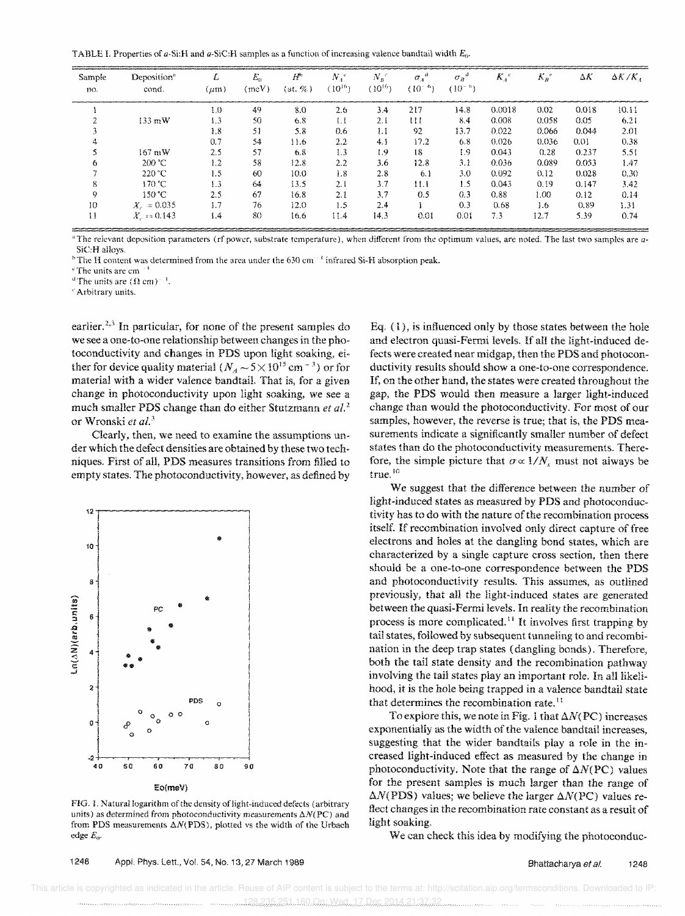TABLE I. Properties of $a$-Si:H and $a$-SiC:H samples as a function of increasing valence bandtail width $E_0$.

| Sample no. | Deposition[a] cond. | $L$ ($\mu$m) | $E_0$ (meV) | $H$[b] (at. %) | $N_A$[c] ($10^{16}$) | $N_B$[c] ($10^{16}$) | $\sigma_A$[d] ($10^{-6}$) | $\sigma_B$[d] ($10^{-6}$) | $K_A$[e] | $K_B$[e] | $\Delta K$ | $\Delta K/K_A$ |
|---|---|---|---|---|---|---|---|---|---|---|---|---|
| 1 | | 1.0 | 49 | 8.0 | 2.6 | 3.4 | 217 | 14.8 | 0.0018 | 0.02 | 0.018 | 10.11 |
| 2 | 133 mW | 1.3 | 50 | 6.8 | 1.1 | 2.1 | 111 | 8.4 | 0.008 | 0.058 | 0.05 | 6.21 |
| 3 | | 1.8 | 51 | 5.8 | 0.6 | 1.1 | 92 | 13.7 | 0.022 | 0.066 | 0.044 | 2.01 |
| 4 | | 0.7 | 54 | 11.6 | 2.2 | 4.1 | 17.2 | 6.8 | 0.026 | 0.036 | 0.01 | 0.38 |
| 5 | 167 mW | 2.5 | 57 | 6.8 | 1.3 | 1.9 | 18 | 1.9 | 0.043 | 0.28 | 0.237 | 5.51 |
| 6 | 200 °C | 1.2 | 58 | 12.8 | 2.2 | 3.6 | 12.8 | 3.1 | 0.036 | 0.089 | 0.053 | 1.47 |
| 7 | 220 °C | 1.5 | 60 | 10.0 | 1.8 | 2.8 | 6.1 | 3.0 | 0.092 | 0.12 | 0.028 | 0.30 |
| 8 | 170 °C | 1.3 | 64 | 13.5 | 2.1 | 3.7 | 11.1 | 1.5 | 0.043 | 0.19 | 0.147 | 3.42 |
| 9 | 150 °C | 2.5 | 67 | 16.8 | 2.1 | 3.7 | 0.5 | 0.3 | 0.88 | 1.00 | 0.12 | 0.14 |
| 10 | $X_c = 0.035$ | 1.7 | 76 | 12.0 | 1.5 | 2.4 | 1 | 0.3 | 0.68 | 1.6 | 0.89 | 1.31 |
| 11 | $X_c = 0.143$ | 1.4 | 80 | 16.6 | 11.4 | 14.3 | 0.01 | 0.01 | 7.3 | 12.7 | 5.39 | 0.74 |

[a] The relevant deposition parameters (rf power, substrate temperature), when different from the optimum values, are noted. The last two samples are $a$-SiC:H alloys.
[b] The H content was determined from the area under the 630 $cm^{-1}$ infrared Si-H absorption peak.
[c] The units are $cm^{-3}$.
[d] The units are $(\Omega\ cm)^{-1}$.
[e] Arbitrary units.

earlier.[2,3] In particular, for none of the present samples do we see a one-to-one relationship between changes in the photoconductivity and changes in PDS upon light soaking, either for device quality material ($N_A \sim 5\times10^{15}$ $cm^{-3}$) or for material with a wider valence bandtail. That is, for a given change in photoconductivity upon light soaking, we see a much smaller PDS change than do either Stutzmann *et al.*[2] or Wronski *et al.*[3]

Clearly, then, we need to examine the assumptions under which the defect densities are obtained by these two techniques. First of all, PDS measures transitions from filled to empty states. The photoconductivity, however, as defined by Eq. (1), is influenced only by those states between the hole and electron quasi-Fermi levels. If all the light-induced defects were created near midgap, then the PDS and photoconductivity results should show a one-to-one correspondence. If, on the other hand, the states were created throughout the gap, the PDS would then measure a larger light-induced change than would the photoconductivity. For most of our samples, however, the reverse is true; that is, the PDS measurements indicate a significantly smaller number of defect states than do the photoconductivity measurements. Therefore, the simple picture that $\sigma \propto 1/N_s$ must not always be true.[10]

FIG. 1. Natural logarithm of the density of light-induced defects (arbitrary units) as determined from photoconductivity measurements $\Delta N$(PC) and from PDS measurements $\Delta N$(PDS), plotted vs the width of the Urbach edge $E_0$.

We suggest that the difference between the number of light-induced states as measured by PDS and photoconductivity has to do with the nature of the recombination process itself. If recombination involved only direct capture of free electrons and holes at the dangling bond states, which are characterized by a single capture cross section, then there should be a one-to-one correspondence between the PDS and photoconductivity results. This assumes, as outlined previously, that all the light-induced states are generated between the quasi-Fermi levels. In reality the recombination process is more complicated.[11] It involves first trapping by tail states, followed by subsequent tunneling to and recombination in the deep trap states (dangling bonds). Therefore, both the tail state density and the recombination pathway involving the tail states play an important role. In all likelihood, it is the hole being trapped in a valence bandtail state that determines the recombination rate.[11]

To explore this, we note in Fig. 1 that $\Delta N$(PC) increases exponentially as the width of the valence bandtail increases, suggesting that the wider bandtails play a role in the increased light-induced effect as measured by the change in photoconductivity. Note that the range of $\Delta N$(PC) values for the present samples is much larger than the range of $\Delta N$(PDS) values; we believe the larger $\Delta N$(PC) values reflect changes in the recombination rate constant as a result of light soaking.

We can check this idea by modifying the photoconduc-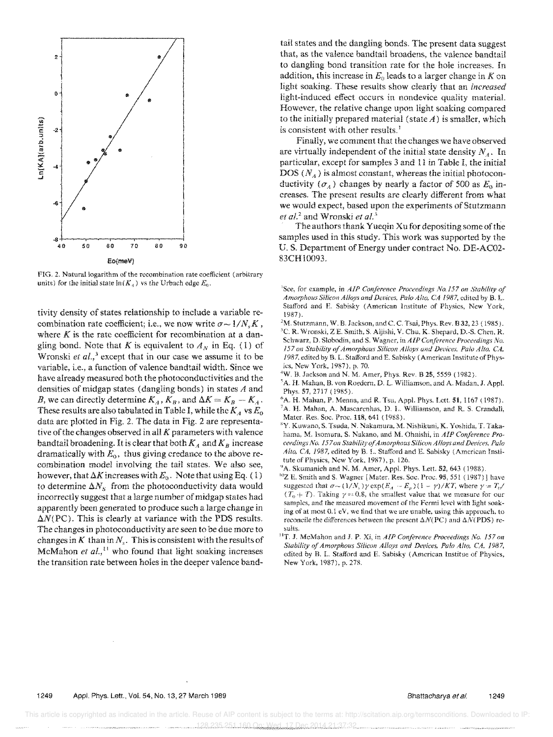Ln[KA](arb.units)

2
0
-2
-4
-6
-8

40 50 60 70 80 90

Eo(meV)

FIG. 2. Natural logarithm of the recombination rate coefficient (arbitrary units) for the initial state $\ln(K_A)$ vs the Urbach edge $E_0$.

tivity density of states relationship to include a variable recombination rate coefficient; i.e., we now write $\sigma \sim 1/N_s K$, where $K$ is the rate coefficient for recombination at a dangling bond. Note that $K$ is equivalent to $A_N$ in Eq. (1) of Wronski *et al.*,[3] except that in our case we assume it to be variable, i.e., a function of valence bandtail width. Since we have already measured both the photoconductivities and the densities of midgap states (dangling bonds) in states $A$ and $B$, we can directly determine $K_A$, $K_B$, and $\Delta K = K_B - K_A$. These results are also tabulated in Table I, while the $K_A$ vs $E_0$ data are plotted in Fig. 2. The data in Fig. 2 are representative of the changes observed in all $K$ parameters with valence bandtail broadening. It is clear that both $K_A$ and $K_B$ increase dramatically with $E_0$, thus giving credance to the above recombination model involving the tail states. We also see, however, that $\Delta K$ increases with $E_0$. Note that using Eq. (1) to determine $\Delta N_S$ from the photoconductivity data would incorrectly suggest that a large number of midgap states had apparently been generated to produce such a large change in $\Delta N$(PC). This is clearly at variance with the PDS results. The changes in photoconductivity are seen to be due more to changes in $K$ than in $N_s$. This is consistent with the results of McMahon *et al.*,[11] who found that light soaking increases the transition rate between holes in the deeper valence bandtail states and the dangling bonds. The present data suggest that, as the valence bandtail broadens, the valence bandtail to dangling bond transition rate for the hole increases. In addition, this increase in $E_0$ leads to a larger change in $K$ on light soaking. These results show clearly that an *increased* light-induced effect occurs in nondevice quality material. However, the relative change upon light soaking compared to the initially prepared material (state $A$) is smaller, which is consistent with other results.[1]

Finally, we comment that the changes we have observed are virtually independent of the initial state density $N_A$. In particular, except for samples 3 and 11 in Table I, the initial DOS ($N_A$) is almost constant, whereas the initial photoconductivity ($\sigma_A$) changes by nearly a factor of 500 as $E_0$ increases. The present results are clearly different from what we would expect, based upon the experiments of Stutzmann *et al.*[2] and Wronski *et al.*[3]

The authors thank Yueqin Xu for depositing some of the samples used in this study. This work was supported by the U. S. Department of Energy under contract No. DE-AC02-83CH10093.

[1] See, for example, in *AIP Conference Proceedings No. 157 on Stability of Amorphous Silicon Alloys and Devices, Palo Alto, CA 1987*, edited by B. L. Stafford and E. Sabisky (American Institute of Physics, New York, 1987).

[2] M. Stutzmann, W. B. Jackson, and C. C. Tsai, Phys. Rev. B 32, 23 (1985).

[3] C. R. Wronski, Z E. Smith, S. Aljishi, V. Chu, K. Shepard, D.-S. Chen, R. Schwarz, D. Slobodin, and S. Wagner, in *AIP Conference Proceedings No. 157 on Stability of Amorphous Silicon Alloys and Devices, Palo Alto, CA, 1987*, edited by B. L. Stafford and E. Sabisky (American Institute of Physics, New York, 1987), p. 70.

[4] W. B. Jackson and N. M. Amer, Phys. Rev. B 25, 5559 (1982).

[5] A. H. Mahan, B. von Roedern, D. L. Williamson, and A. Madan, J. Appl. Phys. 57, 2717 (1985).

[6] A. H. Mahan, P. Menna, and R. Tsu, Appl. Phys. Lett. 51, 1167 (1987).

[7] A. H. Mahan, A. Mascarenhas, D. L. Williamson, and R. S. Crandall, Mater. Res. Soc. Proc. 118, 641 (1988).

[8] Y. Kuwano, S. Tsuda, N. Nakamura, M. Nishikuni, K. Yoshida, T. Takahama, M. Isomura, S. Nakano, and M. Ohnishi, in *AIP Conference Proceedings No. 157 on Stability of Amorphous Silicon Alloys and Devices, Palo Alto, CA, 1987*, edited by B. L. Stafford and E. Sabisky (American Institute of Physics, New York, 1987), p. 126.

[9] A. Skumanich and N. M. Amer, Appl. Phys. Lett. 52, 643 (1988).

[10] Z E. Smith and S. Wagner [Mater. Res. Soc. Proc. 95, 551 (1987)] have suggested that $\sigma \sim (1/N_s)\gamma \exp(E_A - E_\rho)(1-\gamma)/KT$, where $\gamma = T_0/(T_0 + T)$. Taking $\gamma = 0.8$, the smallest value that we measure for our samples, and the measured movement of the Fermi level with light soaking of at most 0.1 eV, we find that we are unable, using this approach, to reconcile the differences between the present $\Delta N$(PC) and $\Delta N$(PDS) results.

[11] T. J. McMahon and J. P. Xi, in *AIP Conference Proceedings No. 157 on Stability of Amorphous Silicon Alloys and Devices, Palo Alto, CA, 1987*, edited by B. L. Stafford and E. Sabisky (American Institue of Physics, New York, 1987), p. 278.